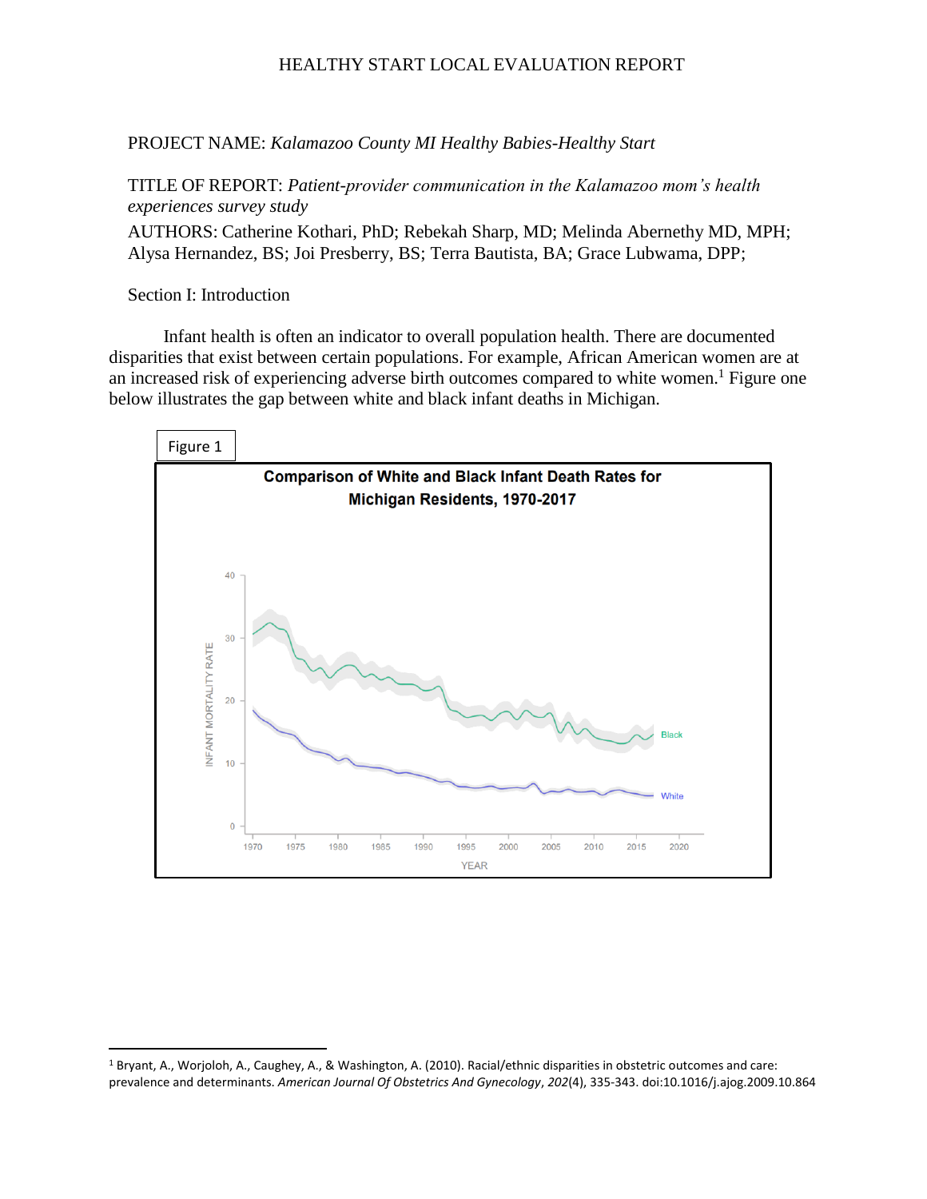HEALTHY START LOCAL EVALUATION REPORT

PROJECT NAME: *Kalamazoo County MI Healthy Babies-Healthy Start*

TITLE OF REPORT: *Patient-provider communication in the Kalamazoo mom's health experiences survey study*

AUTHORS: Catherine Kothari, PhD; Rebekah Sharp, MD; Melinda Abernethy MD, MPH; Alysa Hernandez, BS; Joi Presberry, BS; Terra Bautista, BA; Grace Lubwama, DPP;

## Section I: Introduction

Infant health is often an indicator to overall population health. There are documented disparities that exist between certain populations. For example, African American women are at an increased risk of experiencing adverse birth outcomes compared to white women.[1] Figure one below illustrates the gap between white and black infant deaths in Michigan.

Figure 1

**Comparison of White and Black Infant Death Rates for Michigan Residents, 1970-2017**

---

[1] Bryant, A., Worjoloh, A., Caughey, A., & Washington, A. (2010). Racial/ethnic disparities in obstetric outcomes and care: prevalence and determinants. *American Journal Of Obstetrics And Gynecology*, *202*(4), 335-343. doi:10.1016/j.ajog.2009.10.864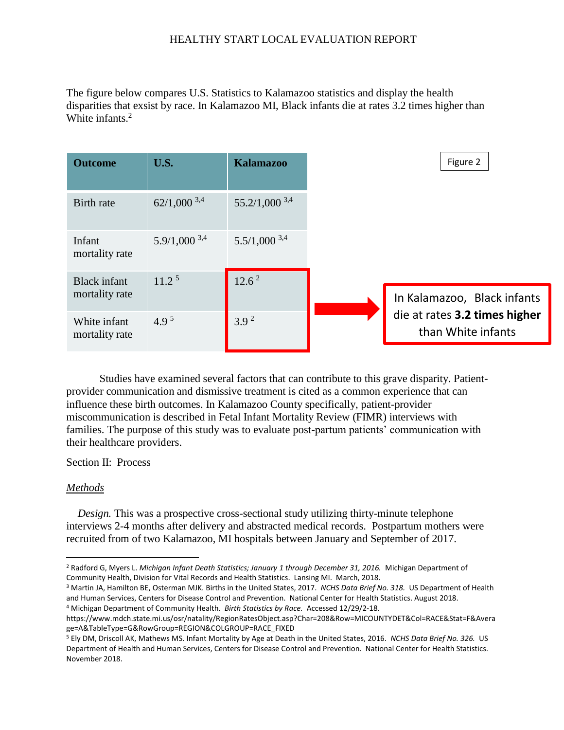The figure below compares U.S. Statistics to Kalamazoo statistics and display the health disparities that exsist by race. In Kalamazoo MI, Black infants die at rates 3.2 times higher than White infants.[2]

Figure 2

| Outcome | U.S. | Kalamazoo |
|---|---|---|
| Birth rate | 62/1,000 [3,4] | 55.2/1,000 [3,4] |
| Infant mortality rate | 5.9/1,000 [3,4] | 5.5/1,000 [3,4] |
| Black infant mortality rate | 11.2 [5] | 12.6 [2] |
| White infant mortality rate | 4.9 [5] | 3.9 [2] |

In Kalamazoo, Black infants die at rates **3.2 times higher** than White infants

Studies have examined several factors that can contribute to this grave disparity. Patient-provider communication and dismissive treatment is cited as a common experience that can influence these birth outcomes. In Kalamazoo County specifically, patient-provider miscommunication is described in Fetal Infant Mortality Review (FIMR) interviews with families. The purpose of this study was to evaluate post-partum patients' communication with their healthcare providers.

Section II: Process

*Methods*

*Design.* This was a prospective cross-sectional study utilizing thirty-minute telephone interviews 2-4 months after delivery and abstracted medical records. Postpartum mothers were recruited from of two Kalamazoo, MI hospitals between January and September of 2017.

---

[2] Radford G, Myers L. *Michigan Infant Death Statistics; January 1 through December 31, 2016.* Michigan Department of Community Health, Division for Vital Records and Health Statistics. Lansing MI. March, 2018.

[3] Martin JA, Hamilton BE, Osterman MJK. Births in the United States, 2017. *NCHS Data Brief No. 318.* US Department of Health and Human Services, Centers for Disease Control and Prevention. National Center for Health Statistics. August 2018.

[4] Michigan Department of Community Health. *Birth Statistics by Race.* Accessed 12/29/2-18. https://www.mdch.state.mi.us/osr/natality/RegionRatesObject.asp?Char=208&Row=MICOUNTYDET&Col=RACE&Stat=F&Average=A&TableType=G&RowGroup=REGION&COLGROUP=RACE_FIXED

[5] Ely DM, Driscoll AK, Mathews MS. Infant Mortality by Age at Death in the United States, 2016. *NCHS Data Brief No. 326.* US Department of Health and Human Services, Centers for Disease Control and Prevention. National Center for Health Statistics. November 2018.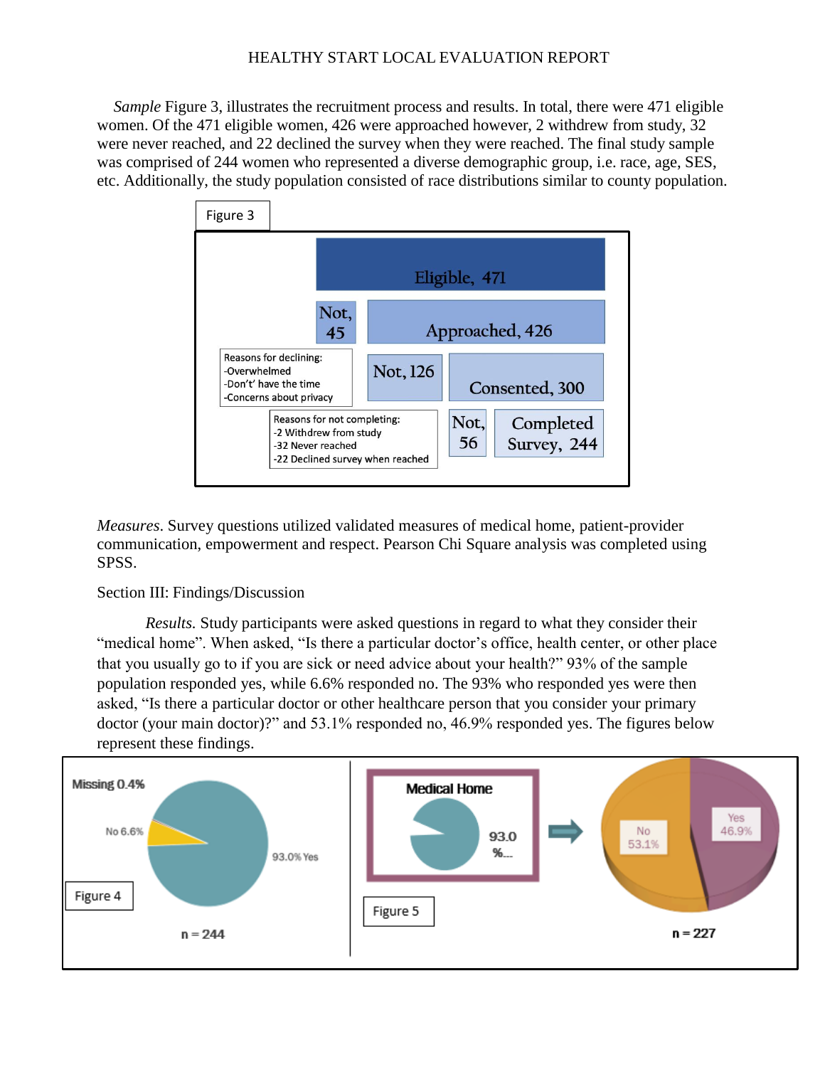*Sample* Figure 3, illustrates the recruitment process and results. In total, there were 471 eligible women. Of the 471 eligible women, 426 were approached however, 2 withdrew from study, 32 were never reached, and 22 declined the survey when they were reached. The final study sample was comprised of 244 women who represented a diverse demographic group, i.e. race, age, SES, etc. Additionally, the study population consisted of race distributions similar to county population.

Figure 3

Eligible, 471

Not, 45 | Approached, 426

Reasons for declining:
-Overwhelmed
-Don't' have the time
-Concerns about privacy

Not, 126 | Consented, 300

Reasons for not completing:
-2 Withdrew from study
-32 Never reached
-22 Declined survey when reached

Not, 56 | Completed Survey, 244

*Measures*. Survey questions utilized validated measures of medical home, patient-provider communication, empowerment and respect. Pearson Chi Square analysis was completed using SPSS.

## Section III: Findings/Discussion

*Results.* Study participants were asked questions in regard to what they consider their "medical home". When asked, "Is there a particular doctor's office, health center, or other place that you usually go to if you are sick or need advice about your health?" 93% of the sample population responded yes, while 6.6% responded no. The 93% who responded yes were then asked, "Is there a particular doctor or other healthcare person that you consider your primary doctor (your main doctor)?" and 53.1% responded no, 46.9% responded yes. The figures below represent these findings.

Missing 0.4%
No 6.6%
93.0% Yes

Figure 4

n = 244

Medical Home
93.0 %

No 53.1%
Yes 46.9%

Figure 5

n = 227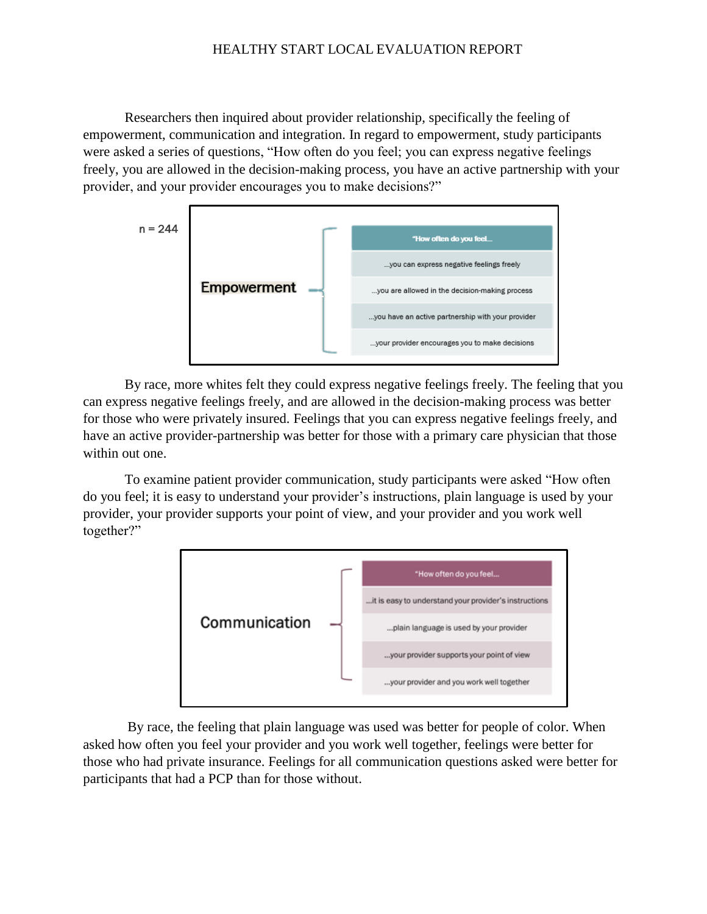Researchers then inquired about provider relationship, specifically the feeling of empowerment, communication and integration. In regard to empowerment, study participants were asked a series of questions, "How often do you feel; you can express negative feelings freely, you are allowed in the decision-making process, you have an active partnership with your provider, and your provider encourages you to make decisions?"

n = 244

**Empowerment**

| "How often do you feel… |
|---|
| …you can express negative feelings freely |
| …you are allowed in the decision-making process |
| …you have an active partnership with your provider |
| …your provider encourages you to make decisions |

By race, more whites felt they could express negative feelings freely. The feeling that you can express negative feelings freely, and are allowed in the decision-making process was better for those who were privately insured. Feelings that you can express negative feelings freely, and have an active provider-partnership was better for those with a primary care physician that those within out one.

To examine patient provider communication, study participants were asked "How often do you feel; it is easy to understand your provider's instructions, plain language is used by your provider, your provider supports your point of view, and your provider and you work well together?"

**Communication**

| "How often do you feel… |
|---|
| …it is easy to understand your provider's instructions |
| …plain language is used by your provider |
| …your provider supports your point of view |
| …your provider and you work well together |

By race, the feeling that plain language was used was better for people of color. When asked how often you feel your provider and you work well together, feelings were better for those who had private insurance. Feelings for all communication questions asked were better for participants that had a PCP than for those without.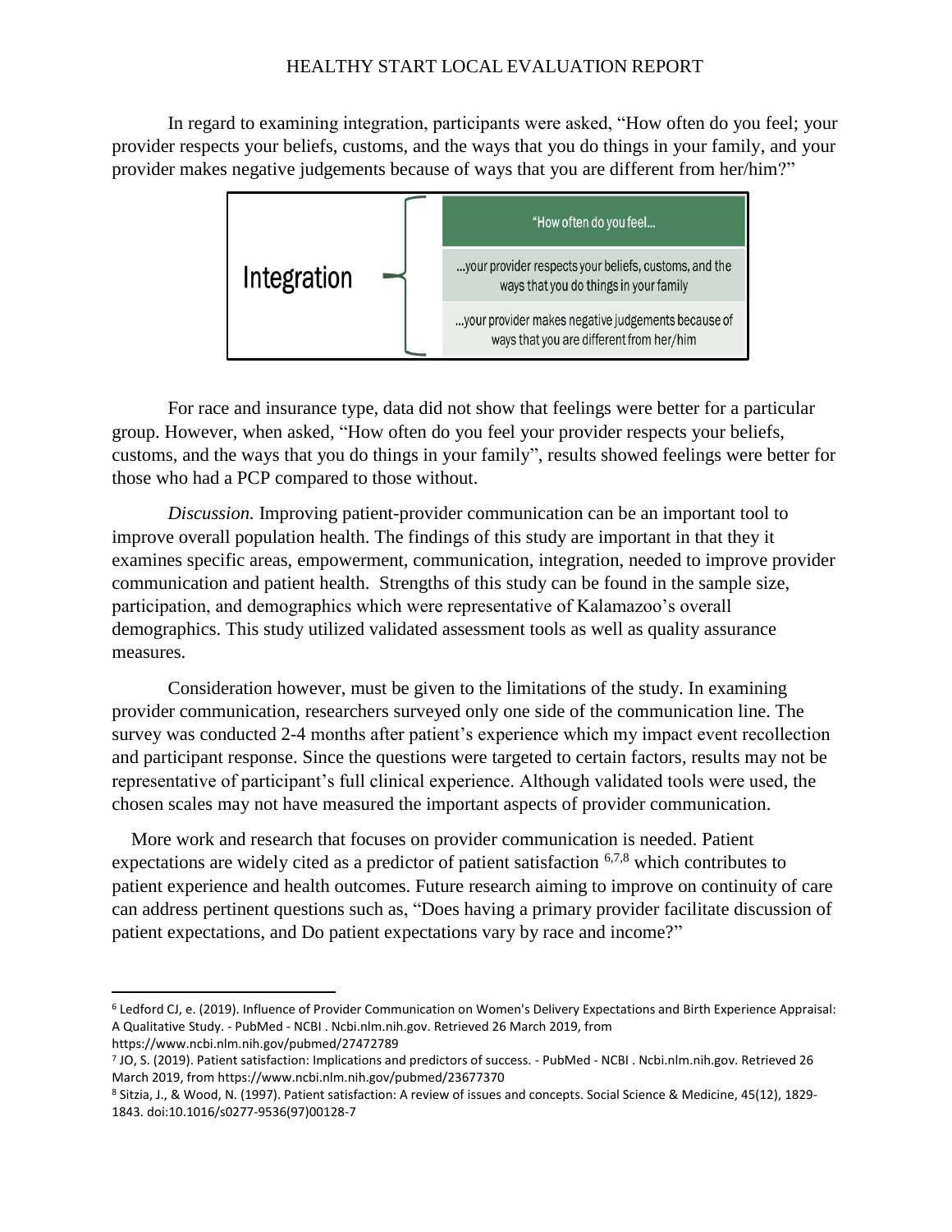In regard to examining integration, participants were asked, "How often do you feel; your provider respects your beliefs, customs, and the ways that you do things in your family, and your provider makes negative judgements because of ways that you are different from her/him?"

| Integration | "How often do you feel... |
| --- | --- |
| | ...your provider respects your beliefs, customs, and the ways that you do things in your family |
| | ...your provider makes negative judgements because of ways that you are different from her/him |

For race and insurance type, data did not show that feelings were better for a particular group. However, when asked, "How often do you feel your provider respects your beliefs, customs, and the ways that you do things in your family", results showed feelings were better for those who had a PCP compared to those without.

*Discussion.* Improving patient-provider communication can be an important tool to improve overall population health. The findings of this study are important in that they it examines specific areas, empowerment, communication, integration, needed to improve provider communication and patient health. Strengths of this study can be found in the sample size, participation, and demographics which were representative of Kalamazoo's overall demographics. This study utilized validated assessment tools as well as quality assurance measures.

Consideration however, must be given to the limitations of the study. In examining provider communication, researchers surveyed only one side of the communication line. The survey was conducted 2-4 months after patient's experience which my impact event recollection and participant response. Since the questions were targeted to certain factors, results may not be representative of participant's full clinical experience. Although validated tools were used, the chosen scales may not have measured the important aspects of provider communication.

More work and research that focuses on provider communication is needed. Patient expectations are widely cited as a predictor of patient satisfaction [6,7,8] which contributes to patient experience and health outcomes. Future research aiming to improve on continuity of care can address pertinent questions such as, "Does having a primary provider facilitate discussion of patient expectations, and Do patient expectations vary by race and income?"

---

[6] Ledford CJ, e. (2019). Influence of Provider Communication on Women's Delivery Expectations and Birth Experience Appraisal: A Qualitative Study. - PubMed - NCBI . Ncbi.nlm.nih.gov. Retrieved 26 March 2019, from https://www.ncbi.nlm.nih.gov/pubmed/27472789

[7] JO, S. (2019). Patient satisfaction: Implications and predictors of success. - PubMed - NCBI . Ncbi.nlm.nih.gov. Retrieved 26 March 2019, from https://www.ncbi.nlm.nih.gov/pubmed/23677370

[8] Sitzia, J., & Wood, N. (1997). Patient satisfaction: A review of issues and concepts. Social Science & Medicine, 45(12), 1829-1843. doi:10.1016/s0277-9536(97)00128-7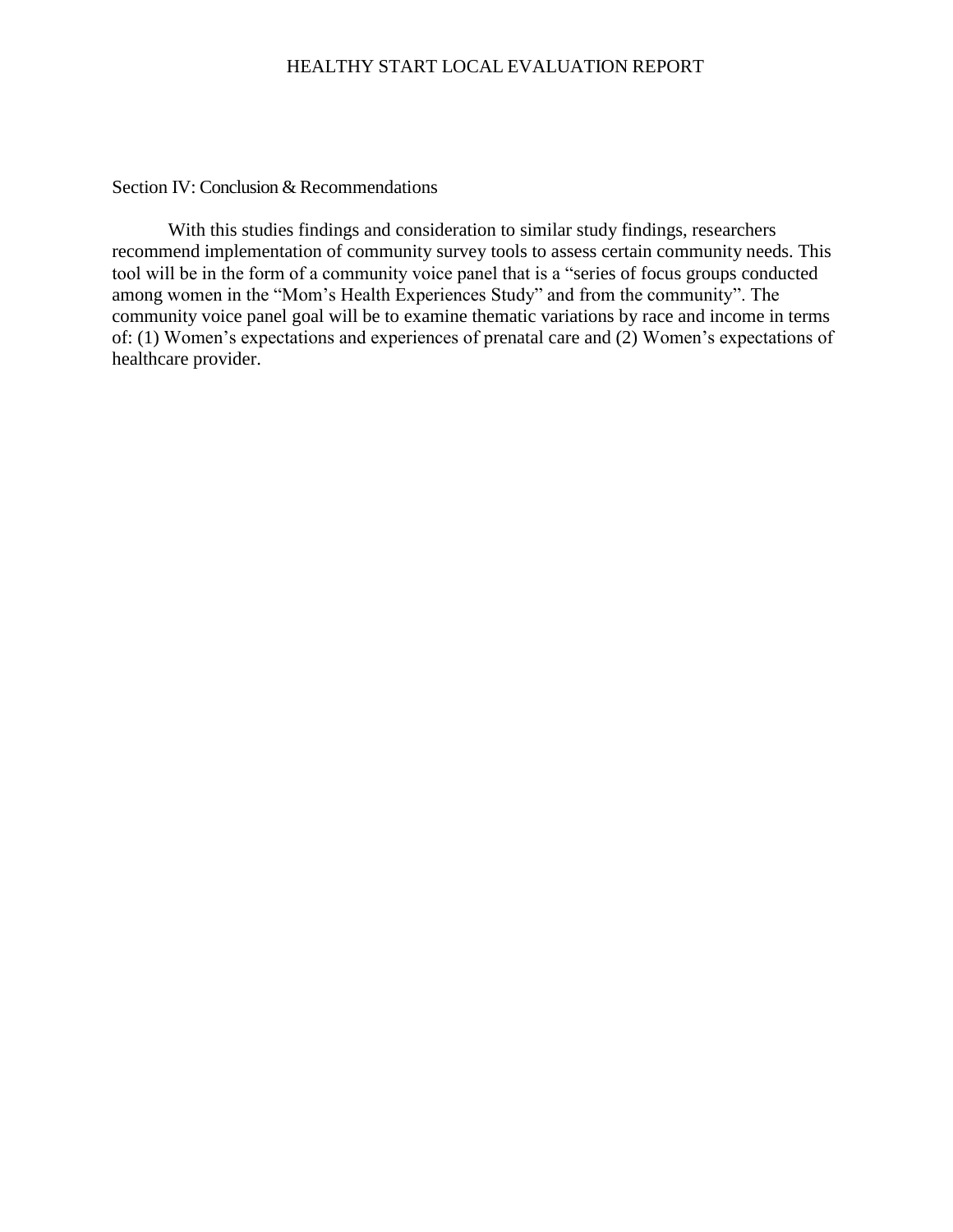## Section IV: Conclusion & Recommendations

With this studies findings and consideration to similar study findings, researchers recommend implementation of community survey tools to assess certain community needs. This tool will be in the form of a community voice panel that is a "series of focus groups conducted among women in the "Mom's Health Experiences Study" and from the community". The community voice panel goal will be to examine thematic variations by race and income in terms of: (1) Women's expectations and experiences of prenatal care and (2) Women's expectations of healthcare provider.